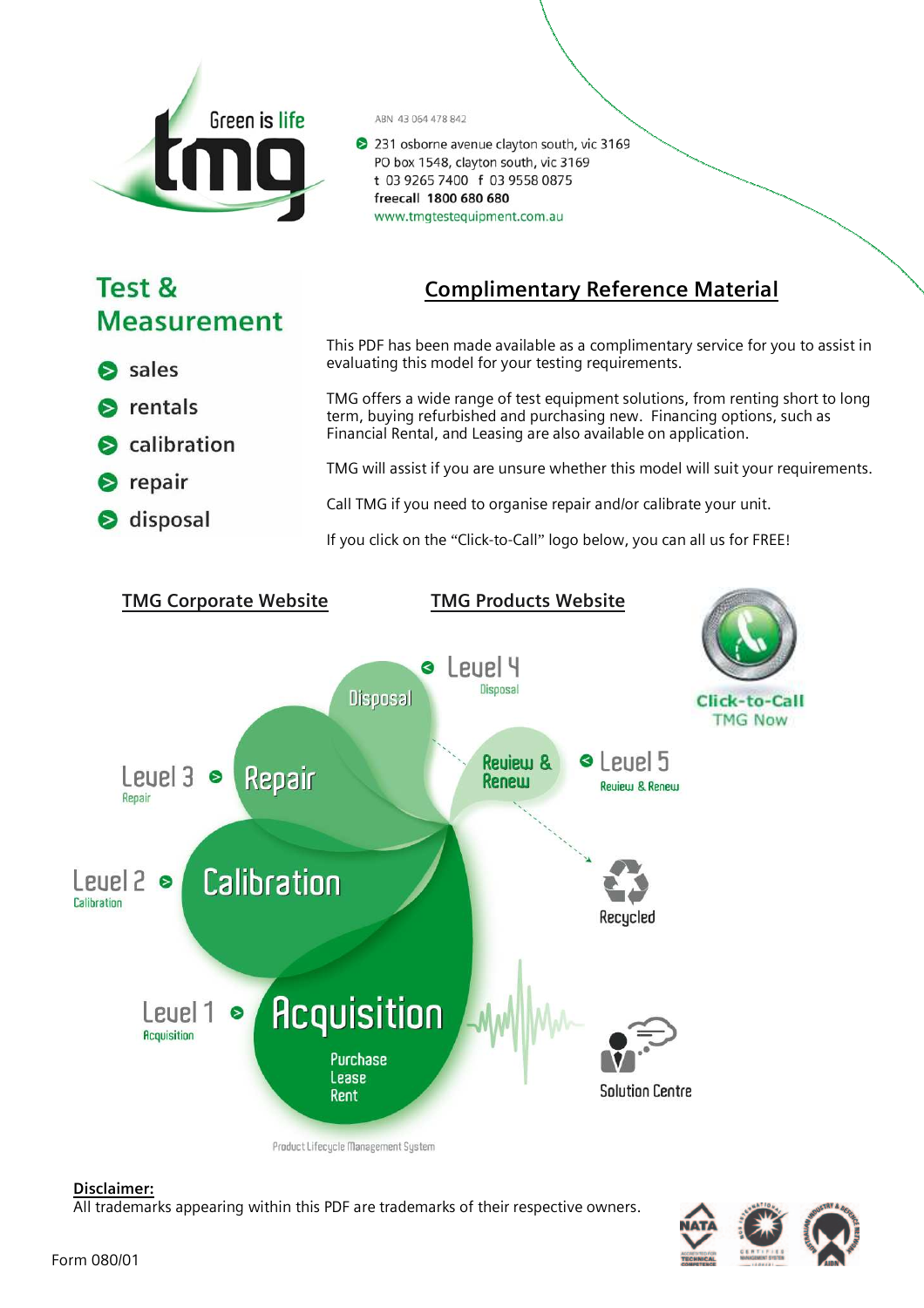Green is life

tmg

ABN 43 064 478 842

231 osborne avenue clayton south, vic 3169
PO box 1548, clayton south, vic 3169
t 03 9265 7400 f 03 9558 0875
**freecall 1800 680 680**
www.tmgtestequipment.com.au

## Test & Measurement

- sales
- rentals
- calibration
- repair
- disposal

## Complimentary Reference Material

This PDF has been made available as a complimentary service for you to assist in evaluating this model for your testing requirements.

TMG offers a wide range of test equipment solutions, from renting short to long term, buying refurbished and purchasing new. Financing options, such as Financial Rental, and Leasing are also available on application.

TMG will assist if you are unsure whether this model will suit your requirements.

Call TMG if you need to organise repair and/or calibrate your unit.

If you click on the "Click-to-Call" logo below, you can all us for FREE!

TMG Corporate Website

TMG Products Website

Click-to-Call TMG Now

Level 4 Disposal — Disposal

Level 5 Review & Renew — Review & Renew

Level 3 Repair — Repair

Level 2 Calibration — Calibration

Level 1 Acquisition — Acquisition: Purchase, Lease, Rent

Recycled

Solution Centre

Product Lifecycle Management System

**Disclaimer:**
All trademarks appearing within this PDF are trademarks of their respective owners.

Form 080/01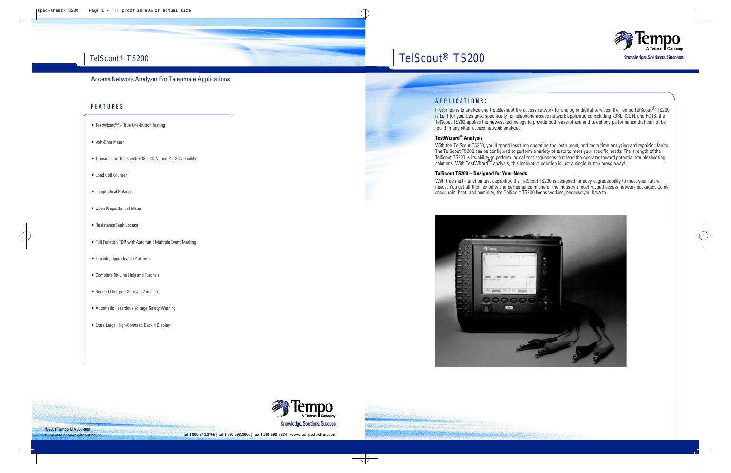# TelScout® TS200

Access Network Analyzer For Telephone Applications

## FEATURES

- TestWizard™ – True One-button Testing
- Volt-Ohm Meter
- Transmission Tests with xDSL, ISDN, and POTS Capability
- Load Coil Counter
- Longitudinal Balance
- Open (Capacitance) Meter
- Resistance Fault Locator
- Full Function TDR with Automatic Multiple Event Marking
- Flexible, Upgradeable Platform
- Complete On-Line Help and Tutorials
- Rugged Design – Survives 2 m drop
- Automatic Hazardous Voltage Safety Warning
- Extra Large, High-Contrast, Backlit Display

## APPLICATIONS:

If your job is to analyze and troubleshoot the access network for analog or digital services, the Tempo TelScout® TS200 is built for you. Designed specifically for telephone access network applications, including xDSL, ISDN, and POTS, the TelScout TS200 applies the newest technology to provide both ease-of-use and telephony performance that cannot be found in any other access network analyzer.

### TestWizard™ Analysis

With the TelScout TS200, you'll spend less time operating the instrument, and more time analyzing and repairing faults. The TelScout TS200 can be configured to perform a variety of tests to meet your specific needs. The strength of the TelScout TS200 is its ability to perform logical test sequences that lead the operator toward potential troubleshooting solutions. With TestWizard™ analysis, this innovative solution is just a single button press away!

### TelScout TS200 – Designed for Your Needs

With true multi-function test capability, the TelScout TS200 is designed for easy upgradeability to meet your future needs. You get all this flexibility and performance in one of the industry's most rugged access network packages. Come snow, rain, heat, and humidity, the TelScout TS200 keeps working, because you have to.

Tempo A Textron Company

Knowledge. Solutions. Success.

©2001 Tempo MA 000-000
Subject to change without notice

tel 1.800.642.2155 | tel 1.760.598.8900 | fax 1.760.598-5634 | www.tempo.textron.com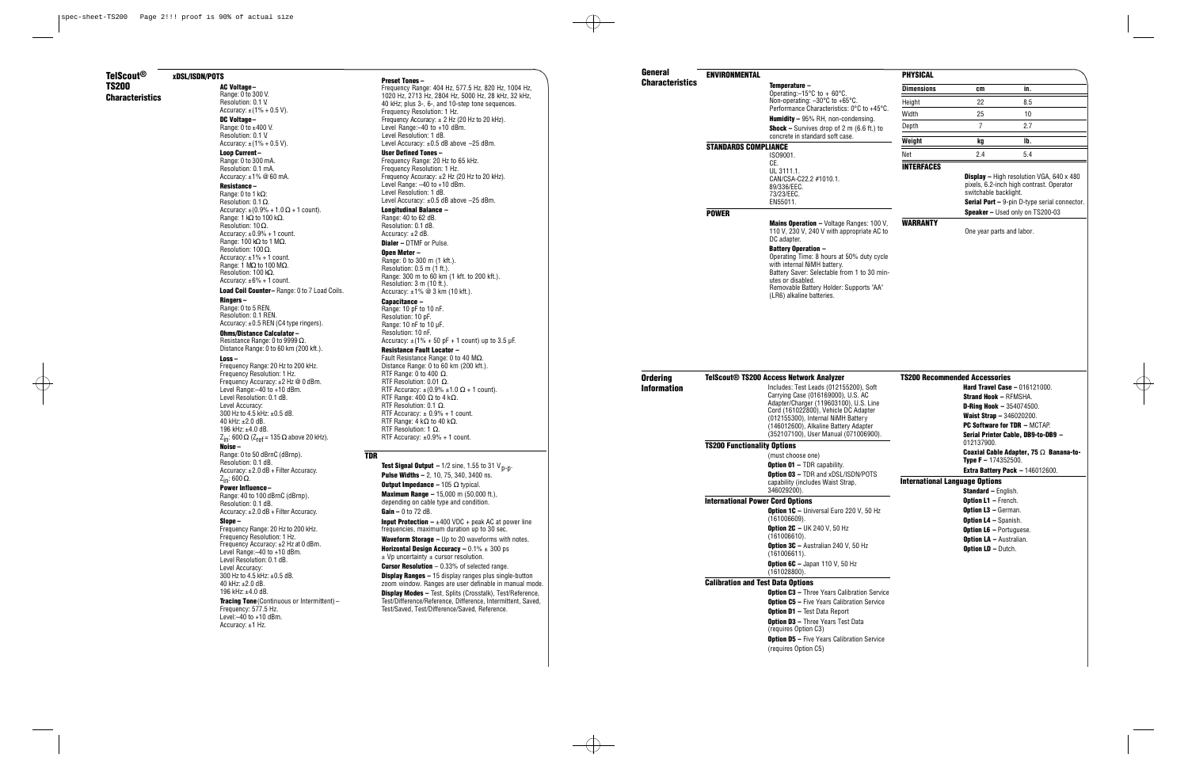# TelScout® TS200 Characteristics

## xDSL/ISDN/POTS

**AC Voltage –**
Range: 0 to 300 V.
Resolution: 0.1 V.
Accuracy: ±(1% + 0.5 V).

**DC Voltage –**
Range: 0 to ±400 V.
Resolution: 0.1 V.
Accuracy: ±(1% + 0.5 V).

**Loop Current –**
Range: 0 to 300 mA.
Resolution: 0.1 mA.
Accuracy: ±1% @ 60 mA.

**Resistance –**
Range: 0 to 1 kΩ:
Resolution: 0.1 Ω.
Accuracy: ±(0.9% + 1.0 Ω + 1 count).
Range: 1 kΩ to 100 kΩ.
Resolution: 10 Ω.
Accuracy: ±0.9% + 1 count.
Range: 100 kΩ to 1 MΩ.
Resolution: 100 Ω.
Accuracy: ±1% + 1 count.
Range: 1 MΩ to 100 MΩ.
Resolution: 100 kΩ.
Accuracy: ±6% + 1 count.

**Load Coil Counter –** Range: 0 to 7 Load Coils.

**Ringers –**
Range: 0 to 5 REN.
Resolution: 0.1 REN.
Accuracy: ±0.5 REN (C4 type ringers).

**Ohms/Distance Calculator –**
Resistance Range: 0 to 9999 Ω.
Distance Range: 0 to 60 km (200 kft.).

**Loss –**
Frequency Range: 20 Hz to 200 kHz.
Frequency Resolution: 1 Hz.
Frequency Accuracy: ±2 Hz @ 0 dBm.
Level Range: –40 to +10 dBm.
Level Resolution: 0.1 dB.
Level Accuracy:
300 Hz to 4.5 kHz: ±0.5 dB.
40 kHz: ±2.0 dB.
196 kHz: ±4.0 dB.
$Z_{in}$: 600 Ω ($Z_{ref}$ = 135 Ω above 20 kHz).

**Noise –**
Range: 0 to 50 dBrnC (dBrnp).
Resolution: 0.1 dB.
Accuracy: ±2.0 dB + Filter Accuracy.
$Z_{in}$: 600 Ω.

**Power Influence –**
Range: 40 to 100 dBrnC (dBrnp).
Resolution: 0.1 dB.
Accuracy: ±2.0 dB + Filter Accuracy.

**Slope –**
Frequency Range: 20 Hz to 200 kHz.
Frequency Resolution: 1 Hz.
Frequency Accuracy: ±2 Hz at 0 dBm.
Level Range: –40 to +10 dBm.
Level Resolution: 0.1 dB.
Level Accuracy:
300 Hz to 4.5 kHz: ±0.5 dB.
40 kHz: ±2.0 dB.
196 kHz: ±4.0 dB.

**Tracing Tone** (Continuous or Intermittent) –
Frequency: 577.5 Hz.
Level: –40 to +10 dBm.
Accuracy: ±1 Hz.

**Preset Tones –**
Frequency Range: 404 Hz, 577.5 Hz, 820 Hz, 1004 Hz, 1020 Hz, 2713 Hz, 2804 Hz, 5000 Hz, 28 kHz, 32 kHz, 40 kHz; plus 3-, 6-, and 10-step tone sequences.
Frequency Resolution: 1 Hz.
Frequency Accuracy: ± 2 Hz (20 Hz to 20 kHz).
Level Range: –40 to +10 dBm.
Level Resolution: 1 dB.
Level Accuracy: ±0.5 dB above –25 dBm.

**User Defined Tones –**
Frequency Range: 20 Hz to 65 kHz.
Frequency Resolution: 1 Hz.
Frequency Accuracy: ±2 Hz (20 Hz to 20 kHz).
Level Range: –40 to +10 dBm.
Level Resolution: 1 dB.
Level Accuracy: ±0.5 dB above –25 dBm.

**Longitudinal Balance –**
Range: 40 to 62 dB.
Resolution: 0.1 dB.
Accuracy: ±2 dB.

**Dialer –** DTMF or Pulse.

**Open Meter –**
Range: 0 to 300 m (1 kft.).
Resolution: 0.5 m (1 ft.).
Range: 300 m to 60 km (1 kft. to 200 kft.).
Resolution: 3 m (10 ft.).
Accuracy: ±1% @ 3 km (10 kft.).

**Capacitance –**
Range: 10 pF to 10 nF.
Resolution: 10 pF.
Range: 10 nF to 10 µF.
Resolution: 10 nF.
Accuracy: ±(1% + 50 pF + 1 count) up to 3.5 µF.

**Resistance Fault Locator –**
Fault Resistance Range: 0 to 40 MΩ.
Distance Range: 0 to 60 km (200 kft.).
RTF Range: 0 to 400 Ω.
RTF Resolution: 0.01 Ω.
RTF Accuracy: ±(0.9% ±1.0 Ω + 1 count).
RTF Range: 400 Ω to 4 kΩ.
RTF Resolution: 0.1 Ω.
RTF Accuracy: ± 0.9% + 1 count.
RTF Range: 4 kΩ to 40 kΩ.
RTF Resolution: 1 Ω.
RTF Accuracy: ±0.9% + 1 count.

## TDR

**Test Signal Output –** 1/2 sine, 1.55 to 31 $V_{p-p}$.

**Pulse Widths –** 2, 10, 75, 340, 3400 ns.

**Output Impedance –** 105 Ω typical.

**Maximum Range –** 15,000 m (50,000 ft.), depending on cable type and condition.

**Gain –** 0 to 72 dB.

**Input Protection –** ±400 VDC + peak AC at power line frequencies, maximum duration up to 30 sec.

**Waveform Storage –** Up to 20 waveforms with notes.

**Horizontal Design Accuracy –** 0.1% ± 300 ps ± Vp uncertainty ± cursor resolution.

**Cursor Resolution** – 0.33% of selected range.

**Display Ranges –** 15 display ranges plus single-button zoom window. Ranges are user definable in manual mode.

**Display Modes –** Test, Splits (Crosstalk), Test/Reference, Test/Difference/Reference, Difference, Intermittent, Saved, Test/Saved, Test/Difference/Saved, Reference.

# General Characteristics

## ENVIRONMENTAL

**Temperature –**
Operating: –15°C to + 60°C.
Non-operating: –30°C to +65°C.
Performance Characteristics: 0°C to +45°C.

**Humidity –** 95% RH, non-condensing.

**Shock –** Survives drop of 2 m (6.6 ft.) to concrete in standard soft case.

## STANDARDS COMPLIANCE

ISO9001.
CE.
UL 3111.1.
CAN/CSA-C22.2 #1010.1.
89/336/EEC.
73/23/EEC.
EN55011.

## POWER

**Mains Operation –** Voltage Ranges: 100 V, 110 V, 230 V, 240 V with appropriate AC to DC adapter.

**Battery Operation –**
Operating Time: 8 hours at 50% duty cycle with internal NiMH battery.
Battery Saver: Selectable from 1 to 30 minutes or disabled.
Removable Battery Holder: Supports "AA" (LR6) alkaline batteries.

## PHYSICAL

| Dimensions | cm | in. |
|---|---|---|
| Height | 22 | 8.5 |
| Width | 25 | 10 |
| Depth | 7 | 2.7 |
| **Weight** | **kg** | **lb.** |
| Net | 2.4 | 5.4 |

## INTERFACES

**Display –** High resolution VGA, 640 x 480 pixels, 6.2-inch high contrast. Operator switchable backlight.

**Serial Port –** 9-pin D-type serial connector.

**Speaker –** Used only on TS200-03

## WARRANTY

One year parts and labor.

# Ordering Information

## TelScout® TS200 Access Network Analyzer

Includes: Test Leads (012155200), Soft Carrying Case (016169000), U.S. AC Adapter/Charger (119603100), U.S. Line Cord (161022800), Vehicle DC Adapter (012155300), Internal NiMH Battery (146012600), Alkaline Battery Adapter (352107100), User Manual (071006900).

## TS200 Functionality Options

(must choose one)

**Option 01 –** TDR capability.

**Option 03 –** TDR and xDSL/ISDN/POTS capability (includes Waist Strap, 346029200).

## International Power Cord Options

**Option 1C –** Universal Euro 220 V, 50 Hz (161006609).

**Option 2C –** UK 240 V, 50 Hz (161006610).

**Option 3C –** Australian 240 V, 50 Hz (161006611).

**Option 6C –** Japan 110 V, 50 Hz (161028800).

## Calibration and Test Data Options

**Option C3 –** Three Years Calibration Service

**Option C5 –** Five Years Calibration Service

**Option D1 –** Test Data Report

**Option D3 –** Three Years Test Data (requires Option C3)

**Option D5 –** Five Years Calibration Service (requires Option C5)

## TS200 Recommended Accessories

**Hard Travel Case –** 016121000.

**Strand Hook –** RFMSHA.

**D-Ring Hook –** 354074500.

**Waist Strap –** 346020200.

**PC Software for TDR –** MCTAP.

**Serial Printer Cable, DB9-to-DB9 –** 012137900.

**Coaxial Cable Adapter, 75 Ω Banana-to-Type F –** 174352500.

**Extra Battery Pack –** 146012600.

## International Language Options

**Standard –** English.

**Option L1 –** French.

**Option L3 –** German.

**Option L4 –** Spanish.

**Option L6 –** Portuguese.

**Option LA –** Australian.

**Option LD –** Dutch.